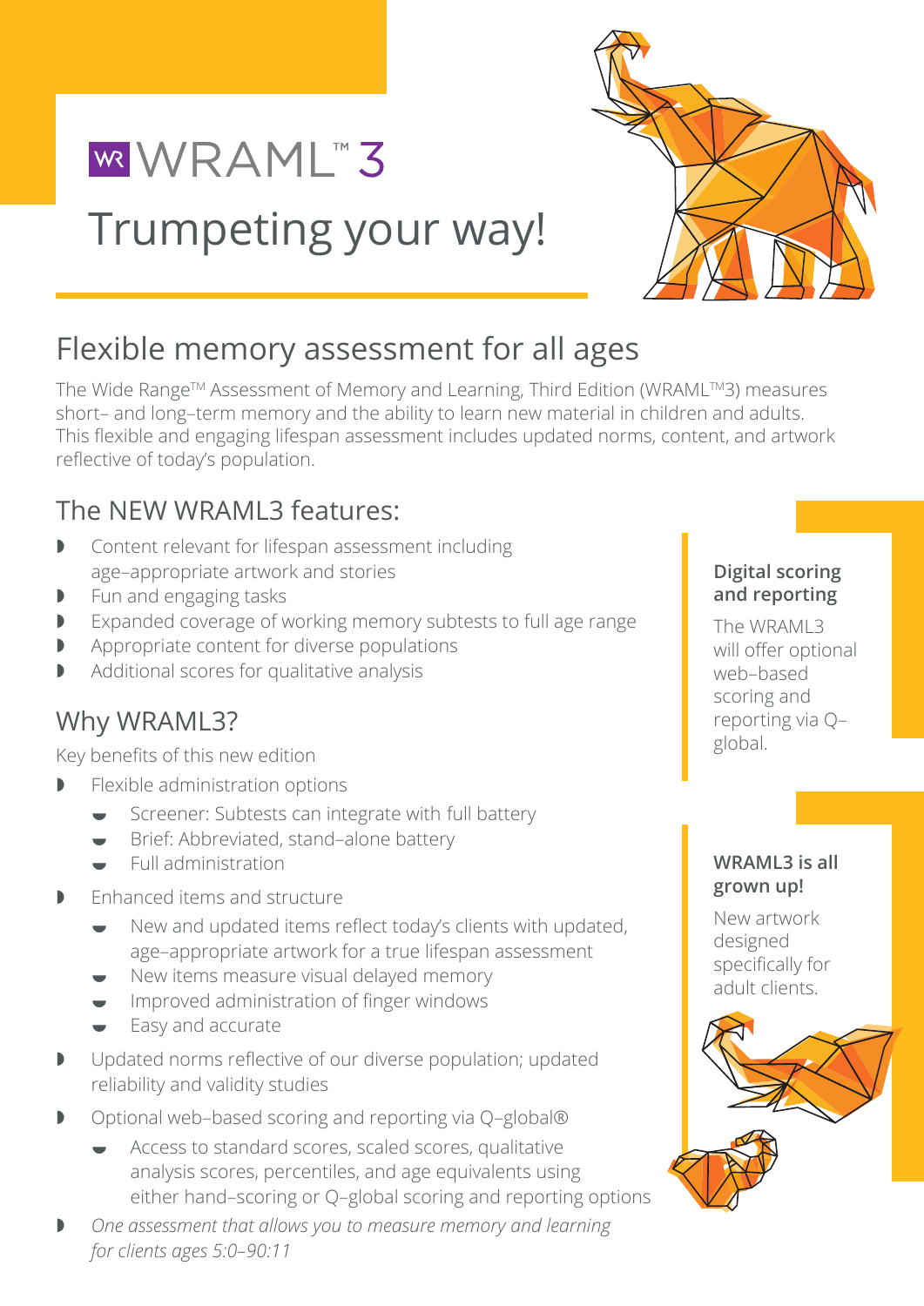# WRAML™ 3

## Trumpeting your way!

## Flexible memory assessment for all ages

The Wide Range™ Assessment of Memory and Learning, Third Edition (WRAML™3) measures short– and long–term memory and the ability to learn new material in children and adults. This flexible and engaging lifespan assessment includes updated norms, content, and artwork reflective of today's population.

### The NEW WRAML3 features:

- Content relevant for lifespan assessment including age–appropriate artwork and stories
- Fun and engaging tasks
- Expanded coverage of working memory subtests to full age range
- Appropriate content for diverse populations
- Additional scores for qualitative analysis

### Why WRAML3?

Key benefits of this new edition

- Flexible administration options
  - Screener: Subtests can integrate with full battery
  - Brief: Abbreviated, stand–alone battery
  - Full administration
- Enhanced items and structure
  - New and updated items reflect today's clients with updated, age–appropriate artwork for a true lifespan assessment
  - New items measure visual delayed memory
  - Improved administration of finger windows
  - Easy and accurate
- Updated norms reflective of our diverse population; updated reliability and validity studies
- Optional web–based scoring and reporting via Q–global®
  - Access to standard scores, scaled scores, qualitative analysis scores, percentiles, and age equivalents using either hand–scoring or Q–global scoring and reporting options
- *One assessment that allows you to measure memory and learning for clients ages 5:0–90:11*

**Digital scoring and reporting**

The WRAML3 will offer optional web–based scoring and reporting via Q–global.

**WRAML3 is all grown up!**

New artwork designed specifically for adult clients.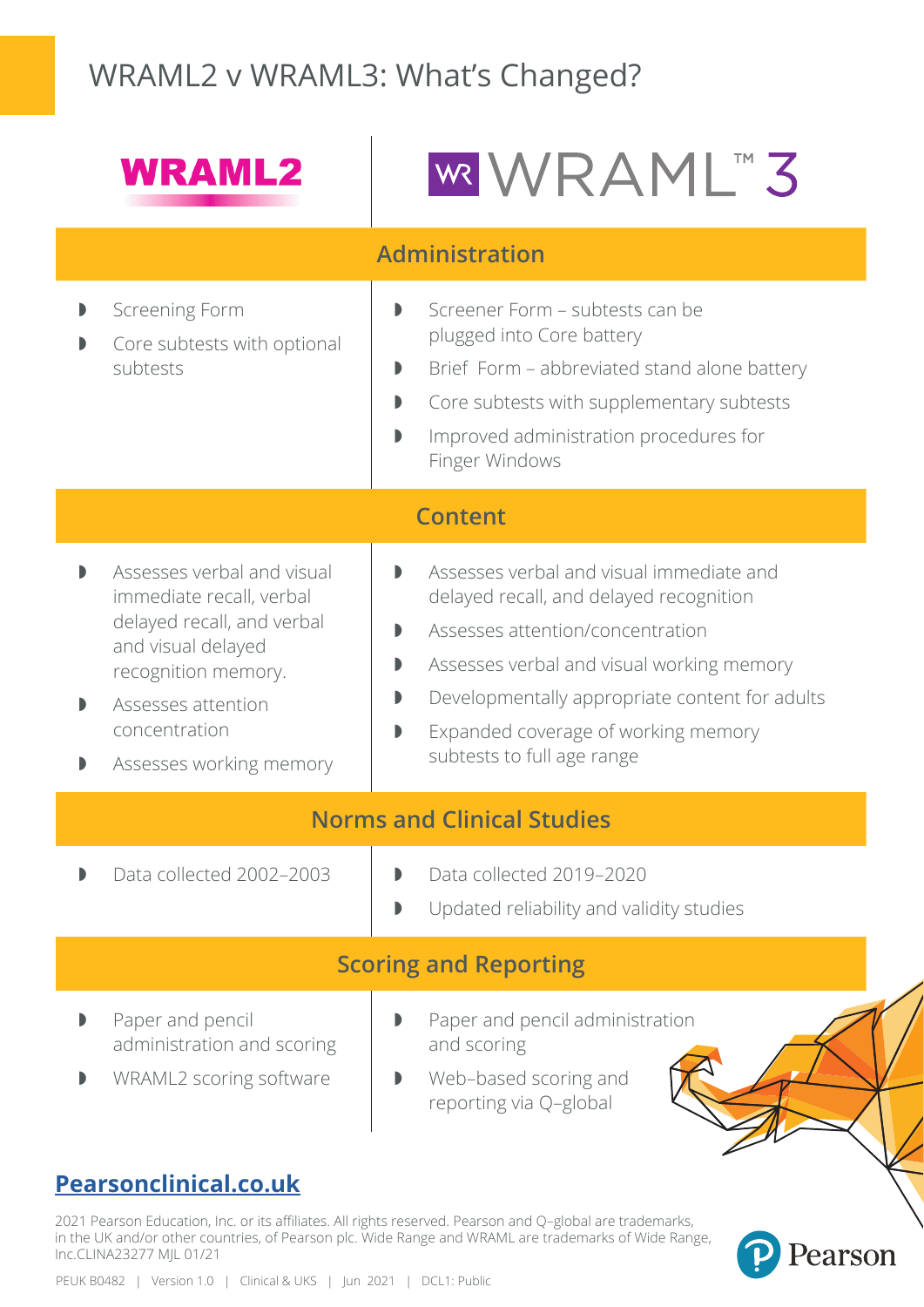# WRAML2 v WRAML3: What's Changed?

| WRAML2 | WRAML™ 3 |
| --- | --- |
| **Administration** | |
| • Screening Form<br>• Core subtests with optional subtests | • Screener Form – subtests can be plugged into Core battery<br>• Brief Form – abbreviated stand alone battery<br>• Core subtests with supplementary subtests<br>• Improved administration procedures for Finger Windows |
| **Content** | |
| • Assesses verbal and visual immediate recall, verbal delayed recall, and verbal and visual delayed recognition memory.<br>• Assesses attention concentration<br>• Assesses working memory | • Assesses verbal and visual immediate and delayed recall, and delayed recognition<br>• Assesses attention/concentration<br>• Assesses verbal and visual working memory<br>• Developmentally appropriate content for adults<br>• Expanded coverage of working memory subtests to full age range |
| **Norms and Clinical Studies** | |
| • Data collected 2002–2003 | • Data collected 2019–2020<br>• Updated reliability and validity studies |
| **Scoring and Reporting** | |
| • Paper and pencil administration and scoring<br>• WRAML2 scoring software | • Paper and pencil administration and scoring<br>• Web-based scoring and reporting via Q-global |

**[Pearsonclinical.co.uk](https://www.pearsonclinical.co.uk)**

2021 Pearson Education, Inc. or its affiliates. All rights reserved. Pearson and Q-global are trademarks, in the UK and/or other countries, of Pearson plc. Wide Range and WRAML are trademarks of Wide Range, Inc.CLINA23277 MJL 01/21

PEUK B0482 | Version 1.0 | Clinical & UKS | Jun 2021 | DCL1: Public